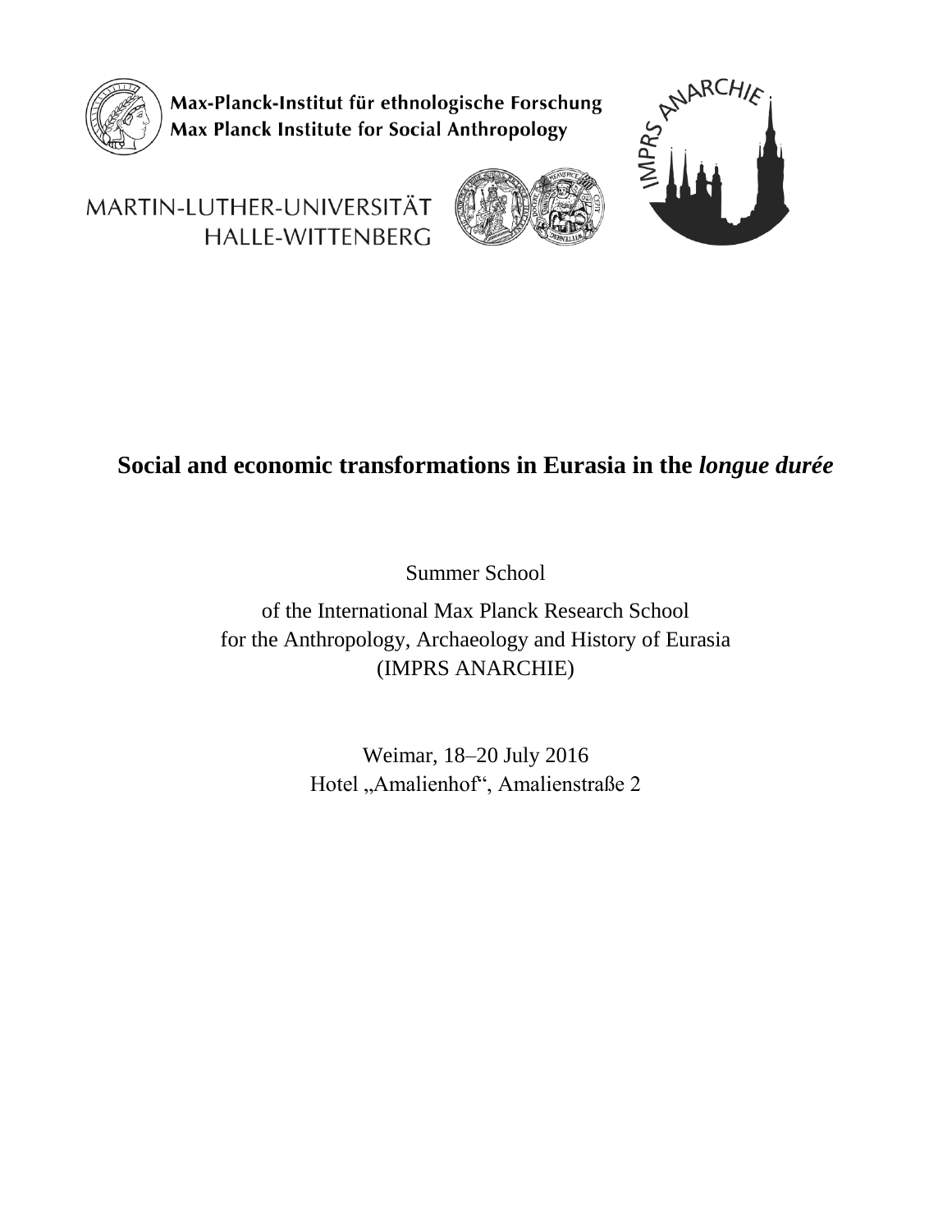Max-Planck-Institut für ethnologische Forschung
Max Planck Institute for Social Anthropology

MARTIN-LUTHER-UNIVERSITÄT HALLE-WITTENBERG

IMPRS ANARCHIE

# Social and economic transformations in Eurasia in the *longue durée*

Summer School

of the International Max Planck Research School
for the Anthropology, Archaeology and History of Eurasia
(IMPRS ANARCHIE)

Weimar, 18–20 July 2016
Hotel „Amalienhof“, Amalienstraße 2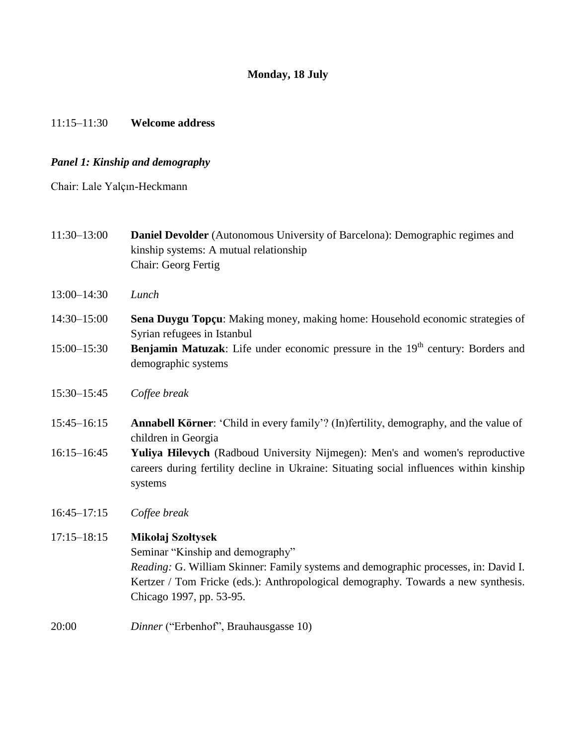**Monday, 18 July**

11:15–11:30 **Welcome address**

***Panel 1: Kinship and demography***

Chair: Lale Yalçın-Heckmann

| | |
|---|---|
| 11:30–13:00 | **Daniel Devolder** (Autonomous University of Barcelona): Demographic regimes and kinship systems: A mutual relationship<br>Chair: Georg Fertig |
| 13:00–14:30 | *Lunch* |
| 14:30–15:00 | **Sena Duygu Topçu**: Making money, making home: Household economic strategies of Syrian refugees in Istanbul |
| 15:00–15:30 | **Benjamin Matuzak**: Life under economic pressure in the 19th century: Borders and demographic systems |
| 15:30–15:45 | *Coffee break* |
| 15:45–16:15 | **Annabell Körner**: 'Child in every family'? (In)fertility, demography, and the value of children in Georgia |
| 16:15–16:45 | **Yuliya Hilevych** (Radboud University Nijmegen): Men's and women's reproductive careers during fertility decline in Ukraine: Situating social influences within kinship systems |
| 16:45–17:15 | *Coffee break* |
| 17:15–18:15 | **Mikołaj Szołtysek**<br>Seminar "Kinship and demography"<br>*Reading:* G. William Skinner: Family systems and demographic processes, in: David I. Kertzer / Tom Fricke (eds.): Anthropological demography. Towards a new synthesis. Chicago 1997, pp. 53-95. |
| 20:00 | *Dinner* ("Erbenhof", Brauhausgasse 10) |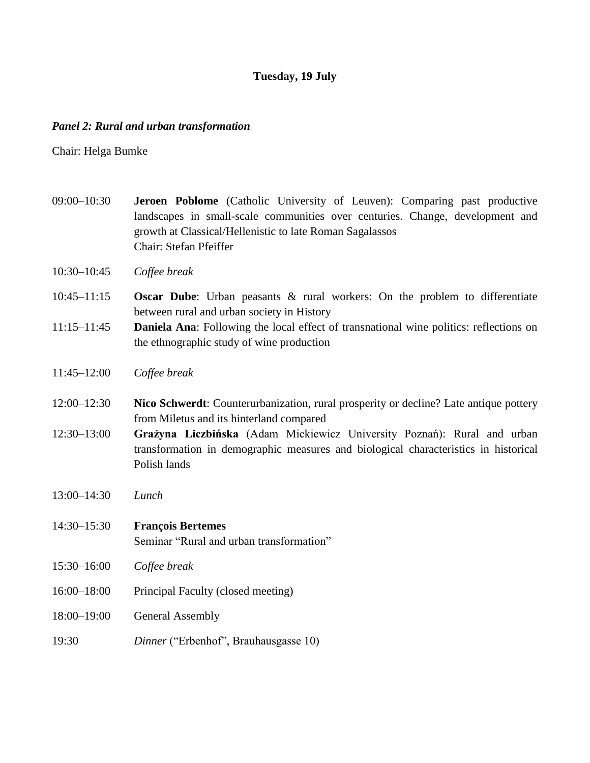**Tuesday, 19 July**

***Panel 2: Rural and urban transformation***

Chair: Helga Bumke

| | |
|---|---|
| 09:00–10:30 | **Jeroen Poblome** (Catholic University of Leuven): Comparing past productive landscapes in small-scale communities over centuries. Change, development and growth at Classical/Hellenistic to late Roman Sagalassos<br>Chair: Stefan Pfeiffer |
| 10:30–10:45 | *Coffee break* |
| 10:45–11:15 | **Oscar Dube**: Urban peasants & rural workers: On the problem to differentiate between rural and urban society in History |
| 11:15–11:45 | **Daniela Ana**: Following the local effect of transnational wine politics: reflections on the ethnographic study of wine production |
| 11:45–12:00 | *Coffee break* |
| 12:00–12:30 | **Nico Schwerdt**: Counterurbanization, rural prosperity or decline? Late antique pottery from Miletus and its hinterland compared |
| 12:30–13:00 | **Grażyna Liczbińska** (Adam Mickiewicz University Poznań): Rural and urban transformation in demographic measures and biological characteristics in historical Polish lands |
| 13:00–14:30 | *Lunch* |
| 14:30–15:30 | **François Bertemes**<br>Seminar "Rural and urban transformation" |
| 15:30–16:00 | *Coffee break* |
| 16:00–18:00 | Principal Faculty (closed meeting) |
| 18:00–19:00 | General Assembly |
| 19:30 | *Dinner* ("Erbenhof", Brauhausgasse 10) |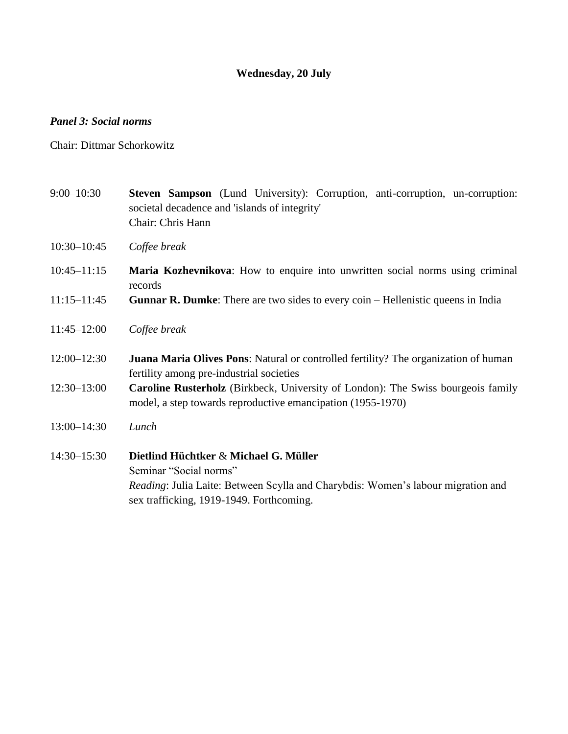**Wednesday, 20 July**

***Panel 3: Social norms***

Chair: Dittmar Schorkowitz

| | |
|---|---|
| 9:00–10:30 | **Steven Sampson** (Lund University): Corruption, anti-corruption, un-corruption: societal decadence and 'islands of integrity'<br>Chair: Chris Hann |
| 10:30–10:45 | *Coffee break* |
| 10:45–11:15 | **Maria Kozhevnikova**: How to enquire into unwritten social norms using criminal records |
| 11:15–11:45 | **Gunnar R. Dumke**: There are two sides to every coin – Hellenistic queens in India |
| 11:45–12:00 | *Coffee break* |
| 12:00–12:30 | **Juana Maria Olives Pons**: Natural or controlled fertility? The organization of human fertility among pre-industrial societies |
| 12:30–13:00 | **Caroline Rusterholz** (Birkbeck, University of London): The Swiss bourgeois family model, a step towards reproductive emancipation (1955-1970) |
| 13:00–14:30 | *Lunch* |
| 14:30–15:30 | **Dietlind Hüchtker** & **Michael G. Müller**<br>Seminar "Social norms"<br>*Reading*: Julia Laite: Between Scylla and Charybdis: Women's labour migration and sex trafficking, 1919-1949. Forthcoming. |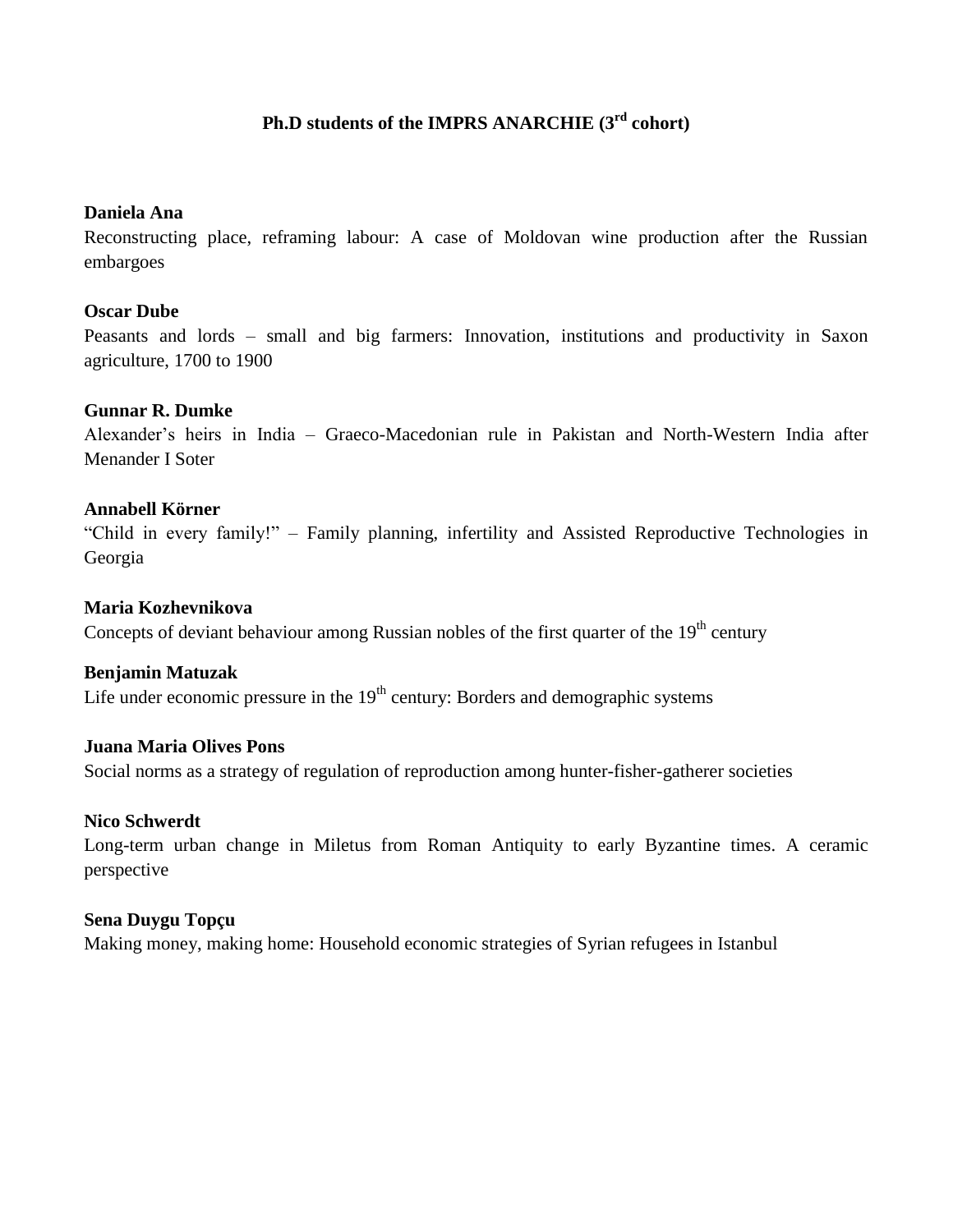# Ph.D students of the IMPRS ANARCHIE (3rd cohort)

**Daniela Ana**
Reconstructing place, reframing labour: A case of Moldovan wine production after the Russian embargoes

**Oscar Dube**
Peasants and lords – small and big farmers: Innovation, institutions and productivity in Saxon agriculture, 1700 to 1900

**Gunnar R. Dumke**
Alexander's heirs in India – Graeco-Macedonian rule in Pakistan and North-Western India after Menander I Soter

**Annabell Körner**
"Child in every family!" – Family planning, infertility and Assisted Reproductive Technologies in Georgia

**Maria Kozhevnikova**
Concepts of deviant behaviour among Russian nobles of the first quarter of the 19th century

**Benjamin Matuzak**
Life under economic pressure in the 19th century: Borders and demographic systems

**Juana Maria Olives Pons**
Social norms as a strategy of regulation of reproduction among hunter-fisher-gatherer societies

**Nico Schwerdt**
Long-term urban change in Miletus from Roman Antiquity to early Byzantine times. A ceramic perspective

**Sena Duygu Topçu**
Making money, making home: Household economic strategies of Syrian refugees in Istanbul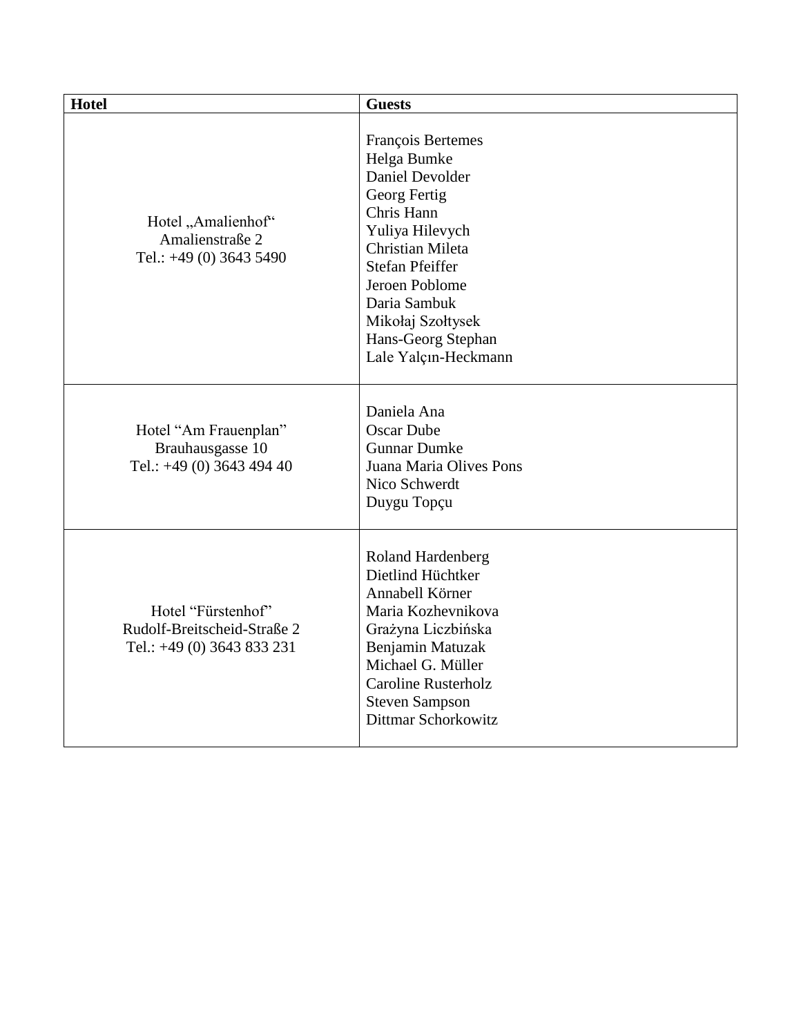| Hotel | Guests |
|---|---|
| Hotel „Amalienhof“<br>Amalienstraße 2<br>Tel.: +49 (0) 3643 5490 | François Bertemes<br>Helga Bumke<br>Daniel Devolder<br>Georg Fertig<br>Chris Hann<br>Yuliya Hilevych<br>Christian Mileta<br>Stefan Pfeiffer<br>Jeroen Poblome<br>Daria Sambuk<br>Mikołaj Szołtysek<br>Hans-Georg Stephan<br>Lale Yalçın-Heckmann |
| Hotel “Am Frauenplan”<br>Brauhausgasse 10<br>Tel.: +49 (0) 3643 494 40 | Daniela Ana<br>Oscar Dube<br>Gunnar Dumke<br>Juana Maria Olives Pons<br>Nico Schwerdt<br>Duygu Topçu |
| Hotel “Fürstenhof”<br>Rudolf-Breitscheid-Straße 2<br>Tel.: +49 (0) 3643 833 231 | Roland Hardenberg<br>Dietlind Hüchtker<br>Annabell Körner<br>Maria Kozhevnikova<br>Grażyna Liczbińska<br>Benjamin Matuzak<br>Michael G. Müller<br>Caroline Rusterholz<br>Steven Sampson<br>Dittmar Schorkowitz |